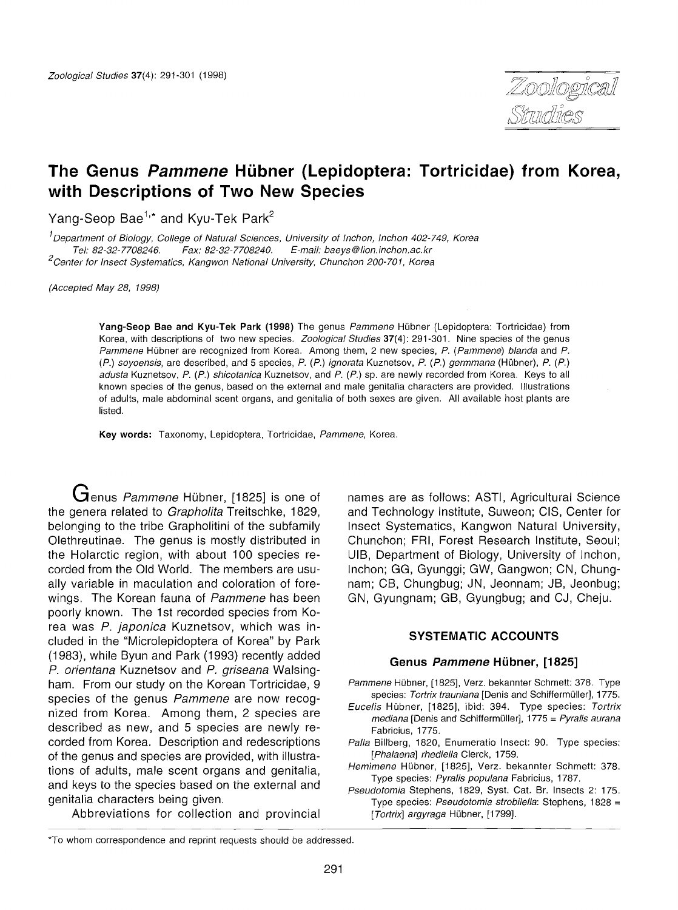# The Genus *Pammene* Hübner (Lepidoptera: Tortricidae) from Korea, with Descriptions of Two New Species

Yang-Seop Bae[1,*] and Kyu-Tek Park[2]

[1]Department of Biology, College of Natural Sciences, University of Inchon, Inchon 402-749, Korea
Tel: 82-32-7708246. Fax: 82-32-7708240. E-mail: baeys@lion.inchon.ac.kr
[2]Center for Insect Systematics, Kangwon National University, Chunchon 200-701, Korea

(Accepted May 28, 1998)

**Yang-Seop Bae and Kyu-Tek Park (1998)** The genus *Pammene* Hübner (Lepidoptera: Tortricidae) from Korea, with descriptions of two new species. *Zoological Studies* **37**(4): 291-301. Nine species of the genus *Pammene* Hübner are recognized from Korea. Among them, 2 new species, *P.* (*Pammene*) *blanda* and *P.* (*P.*) *soyoensis*, are described, and 5 species, *P.* (*P.*) *ignorata* Kuznetsov, *P.* (*P.*) *germmana* (Hübner), *P.* (*P.*) *adusta* Kuznetsov, *P.* (*P.*) *shicotanica* Kuznetsov, and *P.* (*P.*) sp. are newly recorded from Korea. Keys to all known species of the genus, based on the external and male genitalia characters are provided. Illustrations of adults, male abdominal scent organs, and genitalia of both sexes are given. All available host plants are listed.

**Key words:** Taxonomy, Lepidoptera, Tortricidae, *Pammene*, Korea.

Genus *Pammene* Hübner, [1825] is one of the genera related to *Grapholita* Treitschke, 1829, belonging to the tribe Grapholitini of the subfamily Olethreutinae. The genus is mostly distributed in the Holarctic region, with about 100 species recorded from the Old World. The members are usually variable in maculation and coloration of forewings. The Korean fauna of *Pammene* has been poorly known. The 1st recorded species from Korea was *P. japonica* Kuznetsov, which was included in the "Microlepidoptera of Korea" by Park (1983), while Byun and Park (1993) recently added *P. orientana* Kuznetsov and *P. griseana* Walsingham. From our study on the Korean Tortricidae, 9 species of the genus *Pammene* are now recognized from Korea. Among them, 2 species are described as new, and 5 species are newly recorded from Korea. Description and redescriptions of the genus and species are provided, with illustrations of adults, male scent organs and genitalia, and keys to the species based on the external and genitalia characters being given.

Abbreviations for collection and provincial names are as follows: ASTI, Agricultural Science and Technology Institute, Suweon; CIS, Center for Insect Systematics, Kangwon Natural University, Chunchon; FRI, Forest Research Institute, Seoul; UIB, Department of Biology, University of Inchon, Inchon; GG, Gyunggi; GW, Gangwon; CN, Chungnam; CB, Chungbug; JN, Jeonnam; JB, Jeonbug; GN, Gyungnam; GB, Gyungbug; and CJ, Cheju.

## SYSTEMATIC ACCOUNTS

### Genus *Pammene* Hübner, [1825]

*Pammene* Hübner, [1825], Verz. bekannter Schmett: 378. Type species: *Tortrix trauniana* [Denis and Schiffermüller], 1775.

*Eucelis* Hübner, [1825], ibid: 394. Type species: *Tortrix mediana* [Denis and Schiffermüller], 1775 = *Pyralis aurana* Fabricius, 1775.

*Palla* Billberg, 1820, Enumeratio Insect: 90. Type species: [*Phalaena*] *rhediella* Clerck, 1759.

*Hemimene* Hübner, [1825], Verz. bekannter Schmett: 378. Type species: *Pyralis populana* Fabricius, 1787.

*Pseudotomia* Stephens, 1829, Syst. Cat. Br. Insects 2: 175. Type species: *Pseudotomia strobilella*: Stephens, 1828 = [*Tortrix*] *argyraga* Hübner, [1799].

*To whom correspondence and reprint requests should be addressed.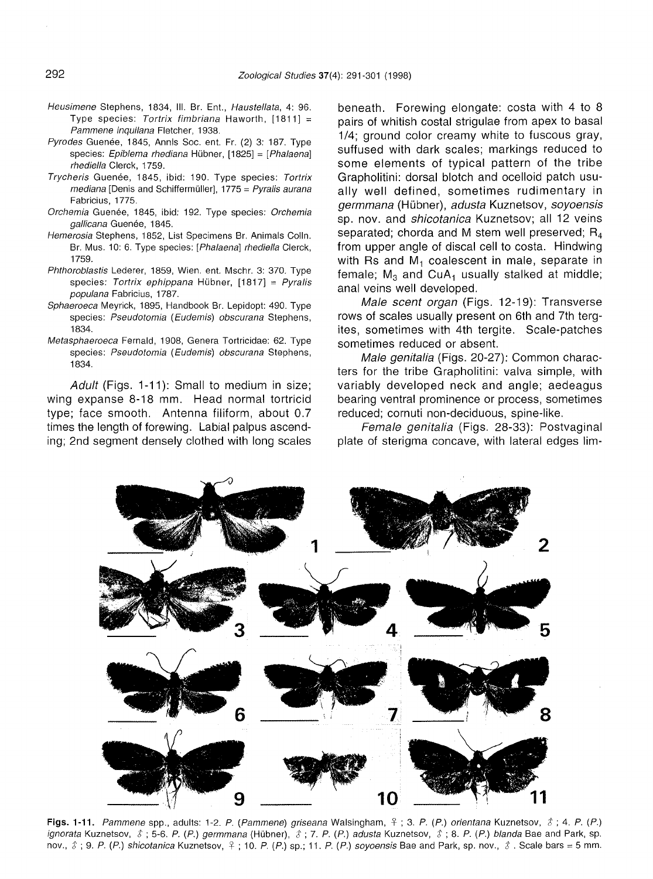*Heusimene* Stephens, 1834, Ill. Br. Ent., *Haustellata*, 4: 96. Type species: *Tortrix fimbriana* Haworth, [1811] = *Pammene inquilana* Fletcher, 1938.

*Pyrodes* Guenée, 1845, Annls Soc. ent. Fr. (2) 3: 187. Type species: *Epiblema rhediana* Hübner, [1825] = [*Phalaena*] *rhediella* Clerck, 1759.

*Trycheris* Guenée, 1845, ibid: 190. Type species: *Tortrix mediana* [Denis and Schiffermüller], 1775 = *Pyralis aurana* Fabricius, 1775.

*Orchemia* Guenée, 1845, ibid: 192. Type species: *Orchemia gallicana* Guenée, 1845.

*Hemerosia* Stephens, 1852, List Specimens Br. Animals Colln. Br. Mus. 10: 6. Type species: [*Phalaena*] *rhediella* Clerck, 1759.

*Phthoroblastis* Lederer, 1859, Wien. ent. Mschr. 3: 370. Type species: *Tortrix ephippana* Hübner, [1817] = *Pyralis populana* Fabricius, 1787.

*Sphaeroeca* Meyrick, 1895, Handbook Br. Lepidopt: 490. Type species: *Pseudotomia* (*Eudemis*) *obscurana* Stephens, 1834.

*Metasphaeroeca* Fernald, 1908, Genera Tortricidae: 62. Type species: *Pseudotomia* (*Eudemis*) *obscurana* Stephens, 1834.

*Adult* (Figs. 1-11): Small to medium in size; wing expanse 8-18 mm. Head normal tortricid type; face smooth. Antenna filiform, about 0.7 times the length of forewing. Labial palpus ascending; 2nd segment densely clothed with long scales beneath. Forewing elongate: costa with 4 to 8 pairs of whitish costal strigulae from apex to basal 1/4; ground color creamy white to fuscous gray, suffused with dark scales; markings reduced to some elements of typical pattern of the tribe Grapholitini: dorsal blotch and ocelloid patch usually well defined, sometimes rudimentary in *germmana* (Hübner), *adusta* Kuznetsov, *soyoensis* sp. nov. and *shicotanica* Kuznetsov; all 12 veins separated; chorda and M stem well preserved; $R_4$ from upper angle of discal cell to costa. Hindwing with Rs and $M_1$ coalescent in male, separate in female; $M_3$ and $CuA_1$ usually stalked at middle; anal veins well developed.

*Male scent organ* (Figs. 12-19): Transverse rows of scales usually present on 6th and 7th tergites, sometimes with 4th tergite. Scale-patches sometimes reduced or absent.

*Male genitalia* (Figs. 20-27): Common characters for the tribe Grapholitini: valva simple, with variably developed neck and angle; aedeagus bearing ventral prominence or process, sometimes reduced; cornuti non-deciduous, spine-like.

*Female genitalia* (Figs. 28-33): Postvaginal plate of sterigma concave, with lateral edges lim-

**Figs. 1-11.** *Pammene* spp., adults: 1-2. *P.* (*Pammene*) *griseana* Walsingham, ♀; 3. *P.* (*P.*) *orientana* Kuznetsov, ♂; 4. *P.* (*P.*) *ignorata* Kuznetsov, ♂; 5-6. *P.* (*P.*) *germmana* (Hübner), ♂; 7. *P.* (*P.*) *adusta* Kuznetsov, ♂; 8. *P.* (*P.*) *blanda* Bae and Park, sp. nov., ♂; 9. *P.* (*P.*) *shicotanica* Kuznetsov, ♀; 10. *P.* (*P.*) sp.; 11. *P.* (*P.*) *soyoensis* Bae and Park, sp. nov., ♂. Scale bars = 5 mm.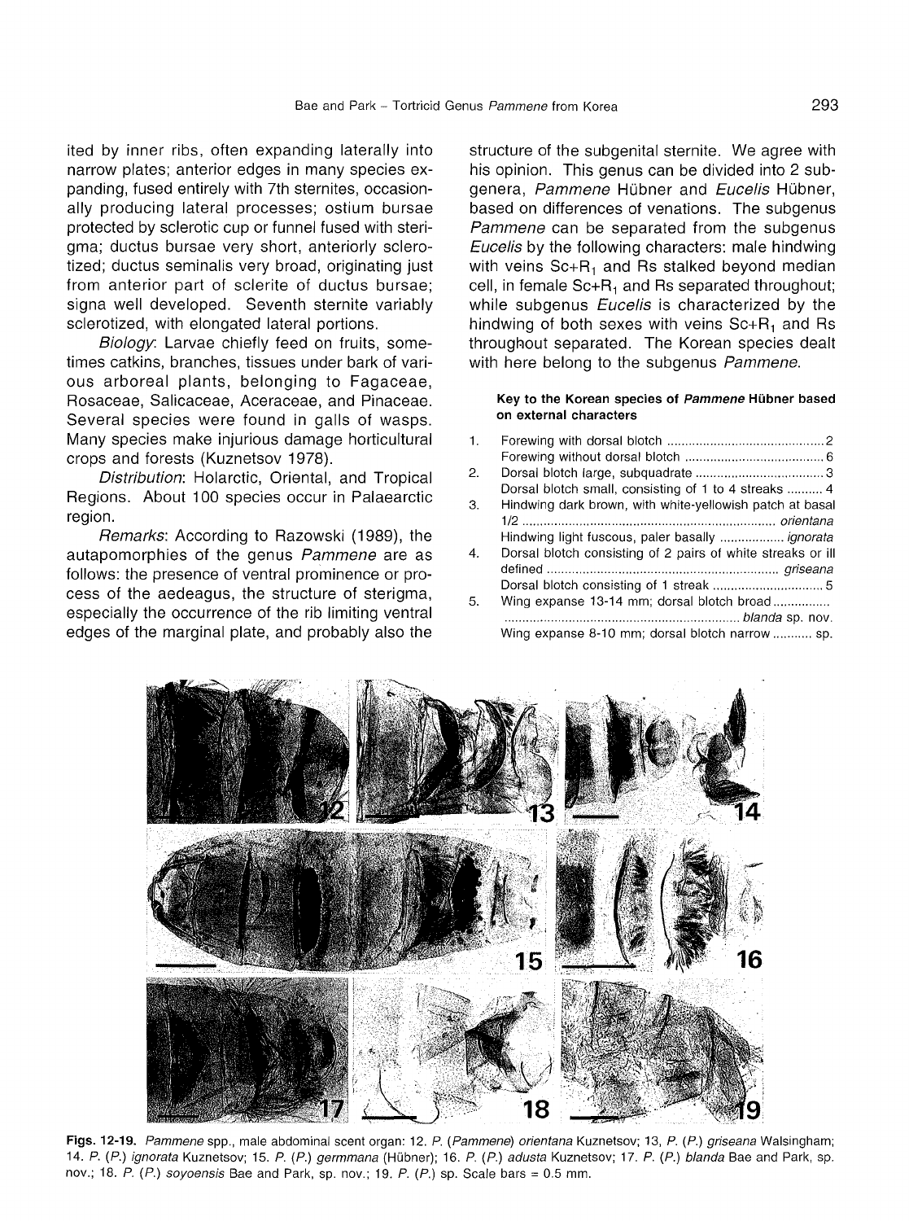ited by inner ribs, often expanding laterally into narrow plates; anterior edges in many species expanding, fused entirely with 7th sternites, occasionally producing lateral processes; ostium bursae protected by sclerotic cup or funnel fused with sterigma; ductus bursae very short, anteriorly sclerotized; ductus seminalis very broad, originating just from anterior part of sclerite of ductus bursae; signa well developed. Seventh sternite variably sclerotized, with elongated lateral portions.

*Biology*: Larvae chiefly feed on fruits, sometimes catkins, branches, tissues under bark of various arboreal plants, belonging to Fagaceae, Rosaceae, Salicaceae, Aceraceae, and Pinaceae. Several species were found in galls of wasps. Many species make injurious damage horticultural crops and forests (Kuznetsov 1978).

*Distribution*: Holarctic, Oriental, and Tropical Regions. About 100 species occur in Palaearctic region.

*Remarks*: According to Razowski (1989), the autapomorphies of the genus *Pammene* are as follows: the presence of ventral prominence or process of the aedeagus, the structure of sterigma, especially the occurrence of the rib limiting ventral edges of the marginal plate, and probably also the structure of the subgenital sternite. We agree with his opinion. This genus can be divided into 2 subgenera, *Pammene* Hübner and *Eucelis* Hübner, based on differences of venations. The subgenus *Pammene* can be separated from the subgenus *Eucelis* by the following characters: male hindwing with veins $Sc+R_1$ and Rs stalked beyond median cell, in female $Sc+R_1$ and Rs separated throughout; while subgenus *Eucelis* is characterized by the hindwing of both sexes with veins $Sc+R_1$ and Rs throughout separated. The Korean species dealt with here belong to the subgenus *Pammene*.

**Key to the Korean species of *Pammene* Hübner based on external characters**

1. Forewing with dorsal blotch .......... 2
   Forewing without dorsal blotch .......... 6
2. Dorsal blotch large, subquadrate .......... 3
   Dorsal blotch small, consisting of 1 to 4 streaks .......... 4
3. Hindwing dark brown, with white-yellowish patch at basal 1/2 .......... *orientana*
   Hindwing light fuscous, paler basally .......... *ignorata*
4. Dorsal blotch consisting of 2 pairs of white streaks or ill defined .......... *griseana*
   Dorsal blotch consisting of 1 streak .......... 5
5. Wing expanse 13-14 mm; dorsal blotch broad .......... *blanda* sp. nov.
   Wing expanse 8-10 mm; dorsal blotch narrow .......... sp.

**Figs. 12-19.** *Pammene* spp., male abdominal scent organ: 12. *P.* (*Pammene*) *orientana* Kuznetsov; 13, *P.* (*P.*) *griseana* Walsingham; 14. *P.* (*P.*) *ignorata* Kuznetsov; 15. *P.* (*P.*) *germmana* (Hübner); 16. *P.* (*P.*) *adusta* Kuznetsov; 17. *P.* (*P.*) *blanda* Bae and Park, sp. nov.; 18. *P.* (*P.*) *soyoensis* Bae and Park, sp. nov.; 19. *P.* (*P.*) sp. Scale bars = 0.5 mm.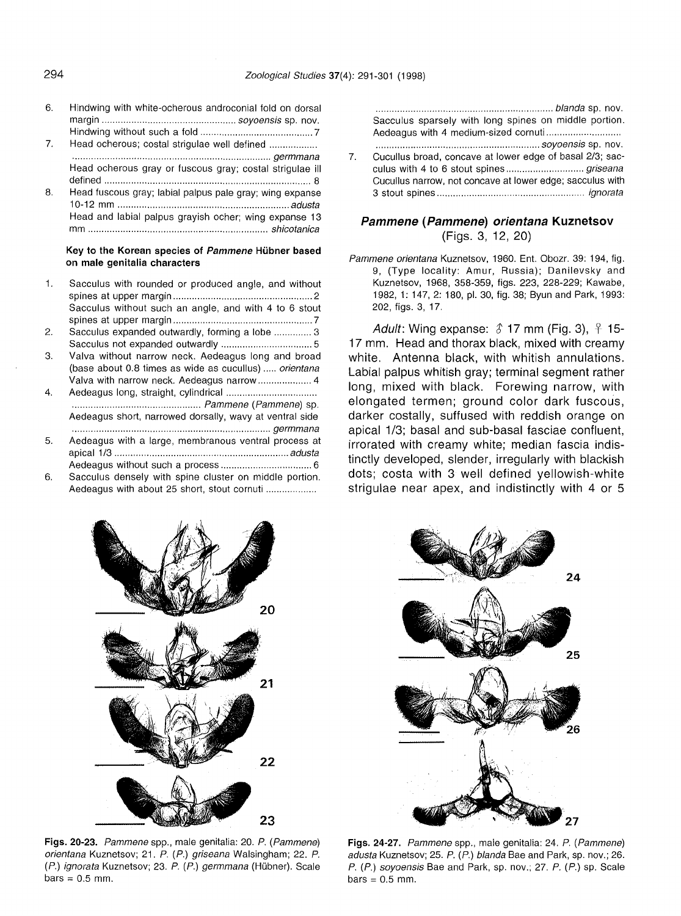6. Hindwing with white-ocherous androconial fold on dorsal margin .......... *soyoensis* sp. nov.
   Hindwing without such a fold .......... 7
7. Head ocherous; costal strigulae well defined .......... *germmana*
   Head ocherous gray or fuscous gray; costal strigulae ill defined .......... 8
8. Head fuscous gray; labial palpus pale gray; wing expanse 10-12 mm .......... *adusta*
   Head and labial palpus grayish ocher; wing expanse 13 mm .......... *shicotanica*

**Key to the Korean species of *Pammene* Hübner based on male genitalia characters**

1. Sacculus with rounded or produced angle, and without spines at upper margin .......... 2
   Sacculus without such an angle, and with 4 to 6 stout spines at upper margin .......... 7
2. Sacculus expanded outwardly, forming a lobe .......... 3
   Sacculus not expanded outwardly .......... 5
3. Valva without narrow neck. Aedeagus long and broad (base about 0.8 times as wide as cucullus) ..... *orientana*
   Valva with narrow neck. Aedeagus narrow .......... 4
4. Aedeagus long, straight, cylindrical .......... *Pammene* (*Pammene*) sp.
   Aedeagus short, narrowed dorsally, wavy at ventral side .......... *germmana*
5. Aedeagus with a large, membranous ventral process at apical 1/3 .......... *adusta*
   Aedeagus without such a process .......... 6
6. Sacculus densely with spine cluster on middle portion. Aedeagus with about 25 short, stout cornuti .......... *blanda* sp. nov.
   Sacculus sparsely with long spines on middle portion. Aedeagus with 4 medium-sized cornuti .......... *soyoensis* sp. nov.
7. Cucullus broad, concave at lower edge of basal 2/3; sacculus with 4 to 6 stout spines .......... *griseana*
   Cucullus narrow, not concave at lower edge; sacculus with 3 stout spines .......... *ignorata*

## *Pammene* (*Pammene*) *orientana* Kuznetsov
(Figs. 3, 12, 20)

*Pammene orientana* Kuznetsov, 1960. Ent. Obozr. 39: 194, fig. 9, (Type locality: Amur, Russia); Danilevsky and Kuznetsov, 1968, 358-359, figs. 223, 228-229; Kawabe, 1982, 1: 147, 2: 180, pl. 30, fig. 38; Byun and Park, 1993: 202, figs. 3, 17.

*Adult*: Wing expanse: ♂ 17 mm (Fig. 3), ♀ 15-17 mm. Head and thorax black, mixed with creamy white. Antenna black, with whitish annulations. Labial palpus whitish gray; terminal segment rather long, mixed with black. Forewing narrow, with elongated termen; ground color dark fuscous, darker costally, suffused with reddish orange on apical 1/3; basal and sub-basal fasciae confluent, irrorated with creamy white; median fascia indistinctly developed, slender, irregularly with blackish dots; costa with 3 well defined yellowish-white strigulae near apex, and indistinctly with 4 or 5

**Figs. 20-23.** *Pammene* spp., male genitalia: 20. *P.* (*Pammene*) *orientana* Kuznetsov; 21. *P.* (*P.*) *griseana* Walsingham; 22. *P.* (*P.*) *ignorata* Kuznetsov; 23. *P.* (*P.*) *germmana* (Hübner). Scale bars = 0.5 mm.

**Figs. 24-27.** *Pammene* spp., male genitalia: 24. *P.* (*Pammene*) *adusta* Kuznetsov; 25. *P.* (*P.*) *blanda* Bae and Park, sp. nov.; 26. *P.* (*P.*) *soyoensis* Bae and Park, sp. nov.; 27. *P.* (*P.*) sp. Scale bars = 0.5 mm.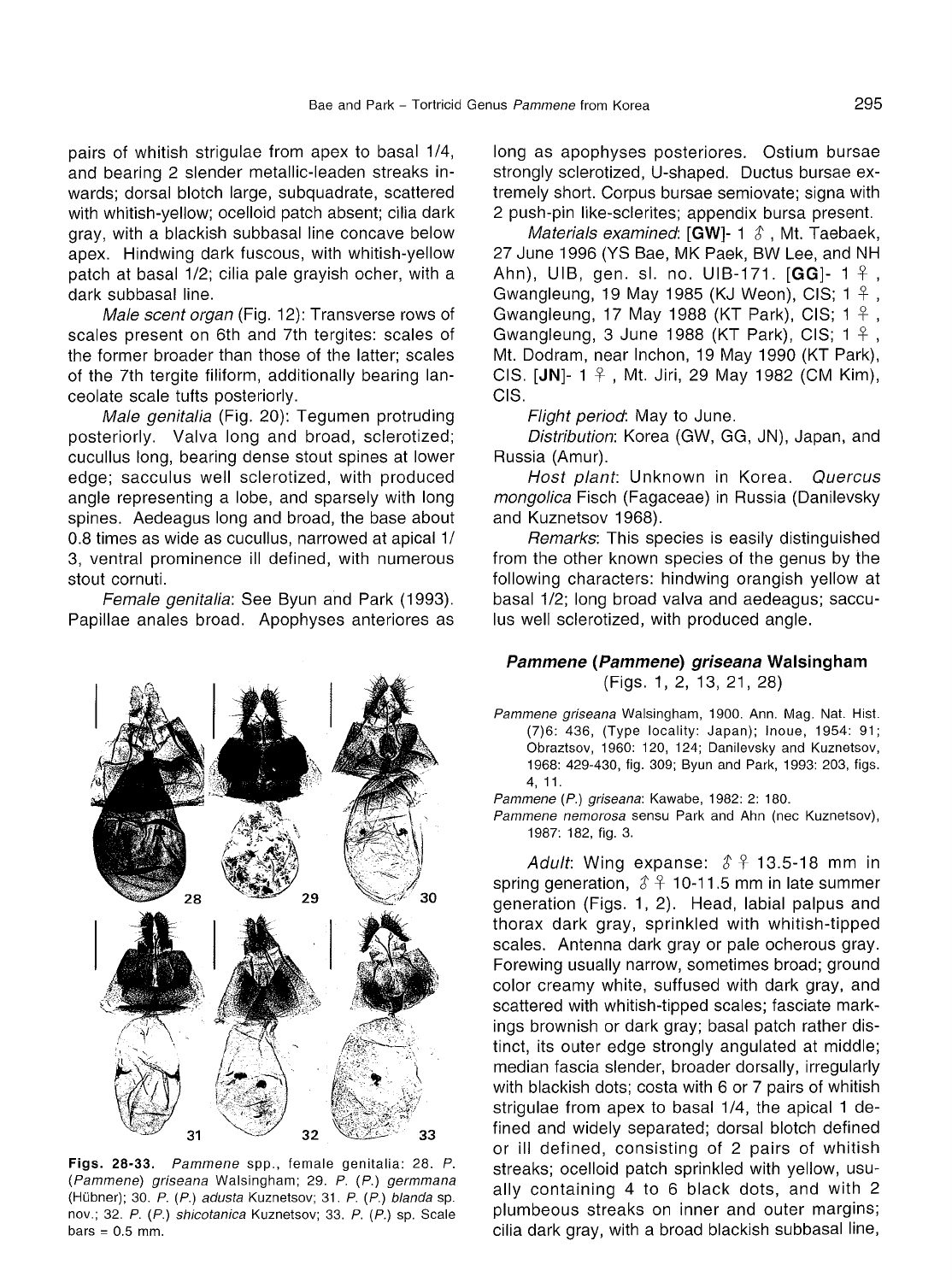pairs of whitish strigulae from apex to basal 1/4, and bearing 2 slender metallic-leaden streaks inwards; dorsal blotch large, subquadrate, scattered with whitish-yellow; ocelloid patch absent; cilia dark gray, with a blackish subbasal line concave below apex. Hindwing dark fuscous, with whitish-yellow patch at basal 1/2; cilia pale grayish ocher, with a dark subbasal line.

*Male scent organ* (Fig. 12): Transverse rows of scales present on 6th and 7th tergites: scales of the former broader than those of the latter; scales of the 7th tergite filiform, additionally bearing lanceolate scale tufts posteriorly.

*Male genitalia* (Fig. 20): Tegumen protruding posteriorly. Valva long and broad, sclerotized; cucullus long, bearing dense stout spines at lower edge; sacculus well sclerotized, with produced angle representing a lobe, and sparsely with long spines. Aedeagus long and broad, the base about 0.8 times as wide as cucullus, narrowed at apical 1/3, ventral prominence ill defined, with numerous stout cornuti.

*Female genitalia*: See Byun and Park (1993). Papillae anales broad. Apophyses anteriores as long as apophyses posteriores. Ostium bursae strongly sclerotized, U-shaped. Ductus bursae extremely short. Corpus bursae semiovate; signa with 2 push-pin like-sclerites; appendix bursa present.

*Materials examined*: **[GW]**- 1 ♂, Mt. Taebaek, 27 June 1996 (YS Bae, MK Paek, BW Lee, and NH Ahn), UIB, gen. sl. no. UIB-171. **[GG]**- 1 ♀, Gwangleung, 19 May 1985 (KJ Weon), CIS; 1 ♀, Gwangleung, 17 May 1988 (KT Park), CIS; 1 ♀, Gwangleung, 3 June 1988 (KT Park), CIS; 1 ♀, Mt. Dodram, near Inchon, 19 May 1990 (KT Park), CIS. **[JN]**- 1 ♀, Mt. Jiri, 29 May 1982 (CM Kim), CIS.

*Flight period*: May to June.

*Distribution*: Korea (GW, GG, JN), Japan, and Russia (Amur).

*Host plant*: Unknown in Korea. *Quercus mongolica* Fisch (Fagaceae) in Russia (Danilevsky and Kuznetsov 1968).

*Remarks*: This species is easily distinguished from the other known species of the genus by the following characters: hindwing orangish yellow at basal 1/2; long broad valva and aedeagus; sacculus well sclerotized, with produced angle.

**Figs. 28-33.** *Pammene* spp., female genitalia: 28. *P.* (*Pammene*) *griseana* Walsingham; 29. *P.* (*P.*) *germmana* (Hübner); 30. *P.* (*P.*) *adusta* Kuznetsov; 31. *P.* (*P.*) *blanda* sp. nov.; 32. *P.* (*P.*) *shicotanica* Kuznetsov; 33. *P.* (*P.*) sp. Scale bars = 0.5 mm.

### *Pammene* (*Pammene*) *griseana* Walsingham

(Figs. 1, 2, 13, 21, 28)

*Pammene griseana* Walsingham, 1900. Ann. Mag. Nat. Hist. (7)6: 436, (Type locality: Japan); Inoue, 1954: 91; Obraztsov, 1960: 120, 124; Danilevsky and Kuznetsov, 1968: 429-430, fig. 309; Byun and Park, 1993: 203, figs. 4, 11.

*Pammene* (*P.*) *griseana*: Kawabe, 1982: 2: 180.

*Pammene nemorosa* sensu Park and Ahn (nec Kuznetsov), 1987: 182, fig. 3.

*Adult*: Wing expanse: ♂♀ 13.5-18 mm in spring generation, ♂♀ 10-11.5 mm in late summer generation (Figs. 1, 2). Head, labial palpus and thorax dark gray, sprinkled with whitish-tipped scales. Antenna dark gray or pale ocherous gray. Forewing usually narrow, sometimes broad; ground color creamy white, suffused with dark gray, and scattered with whitish-tipped scales; fasciate markings brownish or dark gray; basal patch rather distinct, its outer edge strongly angulated at middle; median fascia slender, broader dorsally, irregularly with blackish dots; costa with 6 or 7 pairs of whitish strigulae from apex to basal 1/4, the apical 1 defined and widely separated; dorsal blotch defined or ill defined, consisting of 2 pairs of whitish streaks; ocelloid patch sprinkled with yellow, usually containing 4 to 6 black dots, and with 2 plumbeous streaks on inner and outer margins; cilia dark gray, with a broad blackish subbasal line,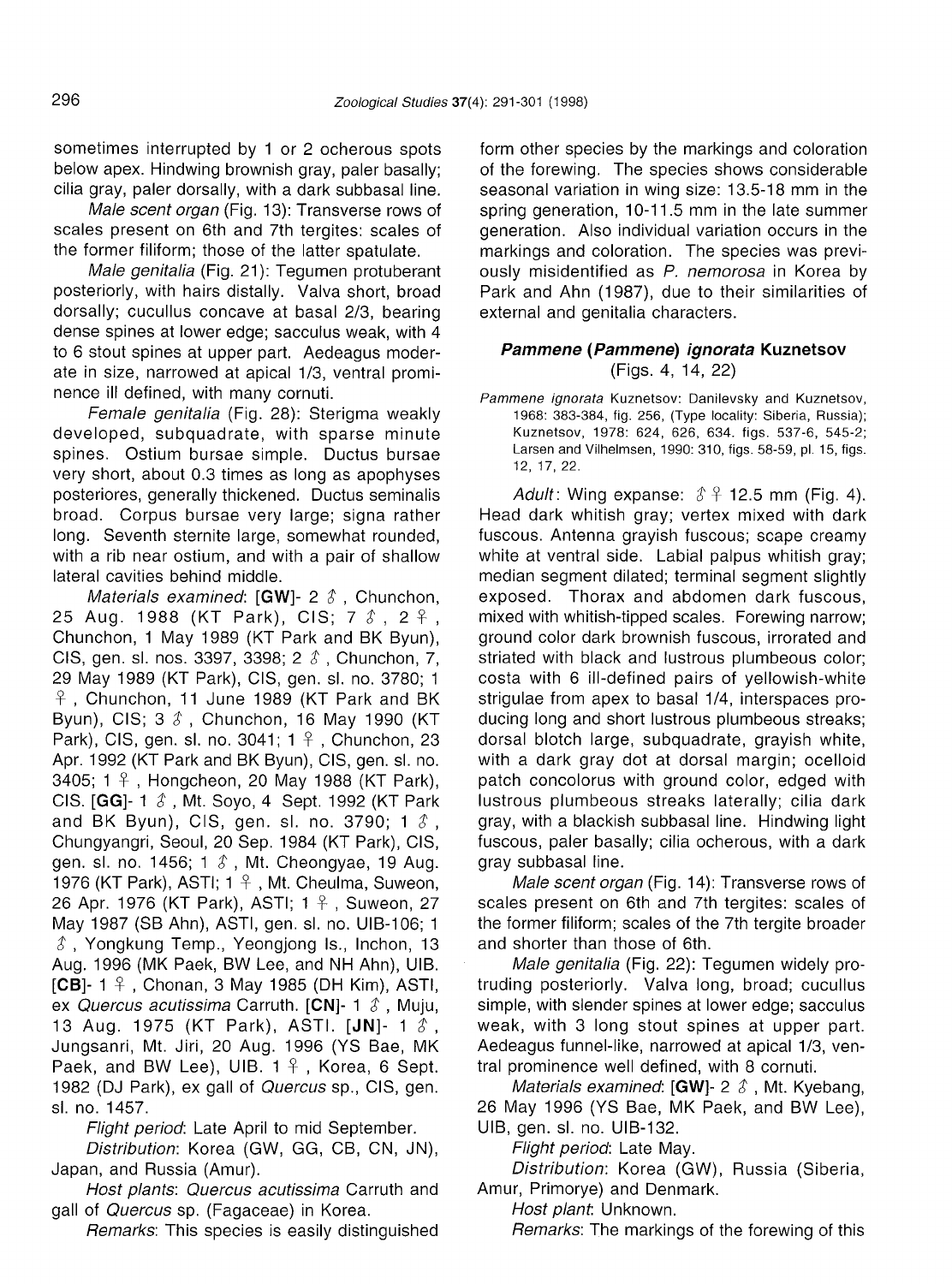sometimes interrupted by 1 or 2 ocherous spots below apex. Hindwing brownish gray, paler basally; cilia gray, paler dorsally, with a dark subbasal line.

*Male scent organ* (Fig. 13): Transverse rows of scales present on 6th and 7th tergites: scales of the former filiform; those of the latter spatulate.

*Male genitalia* (Fig. 21): Tegumen protuberant posteriorly, with hairs distally. Valva short, broad dorsally; cucullus concave at basal 2/3, bearing dense spines at lower edge; sacculus weak, with 4 to 6 stout spines at upper part. Aedeagus moderate in size, narrowed at apical 1/3, ventral prominence ill defined, with many cornuti.

*Female genitalia* (Fig. 28): Sterigma weakly developed, subquadrate, with sparse minute spines. Ostium bursae simple. Ductus bursae very short, about 0.3 times as long as apophyses posteriores, generally thickened. Ductus seminalis broad. Corpus bursae very large; signa rather long. Seventh sternite large, somewhat rounded, with a rib near ostium, and with a pair of shallow lateral cavities behind middle.

*Materials examined*: **[GW]**- 2 ♂, Chunchon, 25 Aug. 1988 (KT Park), CIS; 7 ♂, 2 ♀, Chunchon, 1 May 1989 (KT Park and BK Byun), CIS, gen. sl. nos. 3397, 3398; 2 ♂, Chunchon, 7, 29 May 1989 (KT Park), CIS, gen. sl. no. 3780; 1 ♀, Chunchon, 11 June 1989 (KT Park and BK Byun), CIS; 3 ♂, Chunchon, 16 May 1990 (KT Park), CIS, gen. sl. no. 3041; 1 ♀, Chunchon, 23 Apr. 1992 (KT Park and BK Byun), CIS, gen. sl. no. 3405; 1 ♀, Hongcheon, 20 May 1988 (KT Park), CIS. **[GG]**- 1 ♂, Mt. Soyo, 4 Sept. 1992 (KT Park and BK Byun), CIS, gen. sl. no. 3790; 1 ♂, Chungyangri, Seoul, 20 Sep. 1984 (KT Park), CIS, gen. sl. no. 1456; 1 ♂, Mt. Cheongyae, 19 Aug. 1976 (KT Park), ASTI; 1 ♀, Mt. Cheulma, Suweon, 26 Apr. 1976 (KT Park), ASTI; 1 ♀, Suweon, 27 May 1987 (SB Ahn), ASTI, gen. sl. no. UIB-106; 1 ♂, Yongkung Temp., Yeongjong Is., Inchon, 13 Aug. 1996 (MK Paek, BW Lee, and NH Ahn), UIB. **[CB]**- 1 ♀, Chonan, 3 May 1985 (DH Kim), ASTI, ex *Quercus acutissima* Carruth. **[CN]**- 1 ♂, Muju, 13 Aug. 1975 (KT Park), ASTI. **[JN]**- 1 ♂, Jungsanri, Mt. Jiri, 20 Aug. 1996 (YS Bae, MK Paek, and BW Lee), UIB. 1 ♀, Korea, 6 Sept. 1982 (DJ Park), ex gall of *Quercus* sp., CIS, gen. sl. no. 1457.

*Flight period*: Late April to mid September.

*Distribution*: Korea (GW, GG, CB, CN, JN), Japan, and Russia (Amur).

*Host plants*: *Quercus acutissima* Carruth and gall of *Quercus* sp. (Fagaceae) in Korea.

*Remarks*: This species is easily distinguished form other species by the markings and coloration of the forewing. The species shows considerable seasonal variation in wing size: 13.5-18 mm in the spring generation, 10-11.5 mm in the late summer generation. Also individual variation occurs in the markings and coloration. The species was previously misidentified as *P. nemorosa* in Korea by Park and Ahn (1987), due to their similarities of external and genitalia characters.

### ***Pammene (Pammene) ignorata* Kuznetsov**
(Figs. 4, 14, 22)

*Pammene ignorata* Kuznetsov: Danilevsky and Kuznetsov, 1968: 383-384, fig. 256, (Type locality: Siberia, Russia); Kuznetsov, 1978: 624, 626, 634. figs. 537-6, 545-2; Larsen and Vilhelmsen, 1990: 310, figs. 58-59, pl. 15, figs. 12, 17, 22.

*Adult*: Wing expanse: ♂♀ 12.5 mm (Fig. 4). Head dark whitish gray; vertex mixed with dark fuscous. Antenna grayish fuscous; scape creamy white at ventral side. Labial palpus whitish gray; median segment dilated; terminal segment slightly exposed. Thorax and abdomen dark fuscous, mixed with whitish-tipped scales. Forewing narrow; ground color dark brownish fuscous, irrorated and striated with black and lustrous plumbeous color; costa with 6 ill-defined pairs of yellowish-white strigulae from apex to basal 1/4, interspaces producing long and short lustrous plumbeous streaks; dorsal blotch large, subquadrate, grayish white, with a dark gray dot at dorsal margin; ocelloid patch concolorus with ground color, edged with lustrous plumbeous streaks laterally; cilia dark gray, with a blackish subbasal line. Hindwing light fuscous, paler basally; cilia ocherous, with a dark gray subbasal line.

*Male scent organ* (Fig. 14): Transverse rows of scales present on 6th and 7th tergites: scales of the former filiform; scales of the 7th tergite broader and shorter than those of 6th.

*Male genitalia* (Fig. 22): Tegumen widely protruding posteriorly. Valva long, broad; cucullus simple, with slender spines at lower edge; sacculus weak, with 3 long stout spines at upper part. Aedeagus funnel-like, narrowed at apical 1/3, ventral prominence well defined, with 8 cornuti.

*Materials examined*: **[GW]**- 2 ♂, Mt. Kyebang, 26 May 1996 (YS Bae, MK Paek, and BW Lee), UIB, gen. sl. no. UIB-132.

*Flight period*: Late May.

*Distribution*: Korea (GW), Russia (Siberia, Amur, Primorye) and Denmark.

*Host plant*: Unknown.

*Remarks*: The markings of the forewing of this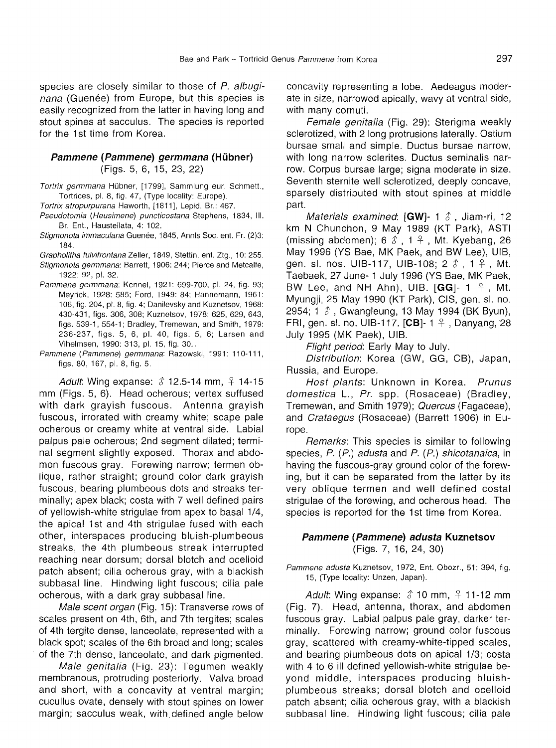species are closely similar to those of *P. albuginana* (Guenée) from Europe, but this species is easily recognized from the latter in having long and stout spines at sacculus. The species is reported for the 1st time from Korea.

### *Pammene (Pammene) germmana* (Hübner)
(Figs. 5, 6, 15, 23, 22)

*Tortrix germmana* Hübner, [1799], Sammlung eur. Schmett., Tortrices, pl. 8, fig. 47, (Type locality: Europe).
*Tortrix atropurpurana* Haworth, [1811], Lepid. Br.: 467.
*Pseudotomia (Heusimene) puncticostana* Stephens, 1834, Ill. Br. Ent., Haustellata, 4: 102.
*Stigmonota immaculana* Guenée, 1845, Annls Soc. ent. Fr. (2)3: 184.
*Grapholitha fulvifrontana* Zeller, 1849, Stettin. ent. Ztg., 10: 255.
*Stigmonota germmana*: Barrett, 1906: 244; Pierce and Metcalfe, 1922: 92, pl. 32.
*Pammene germmana*: Kennel, 1921: 699-700, pl. 24, fig. 93; Meyrick, 1928: 585; Ford, 1949: 84; Hannemann, 1961: 106, fig. 204, pl. 8, fig. 4; Danilevsky and Kuznetsov, 1968: 430-431, figs. 306, 308; Kuznetsov, 1978: 625, 629, 643, figs. 539-1, 554-1; Bradley, Tremewan, and Smith, 1979: 236-237, figs. 5, 6, pl. 40, figs. 5, 6; Larsen and Vihelmsen, 1990: 313, pl. 15, fig. 30.
*Pammene (Pammene) germmana*: Razowski, 1991: 110-111, figs. 80, 167, pl. 8, fig. 5.

*Adult*: Wing expanse: ♂ 12.5-14 mm, ♀ 14-15 mm (Figs. 5, 6). Head ocherous; vertex suffused with dark grayish fuscous. Antenna grayish fuscous, irrorated with creamy white; scape pale ocherous or creamy white at ventral side. Labial palpus pale ocherous; 2nd segment dilated; terminal segment slightly exposed. Thorax and abdomen fuscous gray. Forewing narrow; termen oblique, rather straight; ground color dark grayish fuscous, bearing plumbeous dots and streaks terminally; apex black; costa with 7 well defined pairs of yellowish-white strigulae from apex to basal 1/4, the apical 1st and 4th strigulae fused with each other, interspaces producing bluish-plumbeous streaks, the 4th plumbeous streak interrupted reaching near dorsum; dorsal blotch and ocelloid patch absent; cilia ocherous gray, with a blackish subbasal line. Hindwing light fuscous; cilia pale ocherous, with a dark gray subbasal line.

*Male scent organ* (Fig. 15): Transverse rows of scales present on 4th, 6th, and 7th tergites; scales of 4th tergite dense, lanceolate, represented with a black spot; scales of the 6th broad and long; scales of the 7th dense, lanceolate, and dark pigmented.

*Male genitalia* (Fig. 23): Tegumen weakly membranous, protruding posteriorly. Valva broad and short, with a concavity at ventral margin; cucullus ovate, densely with stout spines on lower margin; sacculus weak, with defined angle below concavity representing a lobe. Aedeagus moderate in size, narrowed apically, wavy at ventral side, with many cornuti.

*Female genitalia* (Fig. 29): Sterigma weakly sclerotized, with 2 long protrusions laterally. Ostium bursae small and simple. Ductus bursae narrow, with long narrow sclerites. Ductus seminalis narrow. Corpus bursae large; signa moderate in size. Seventh sternite well sclerotized, deeply concave, sparsely distributed with stout spines at middle part.

*Materials examined*: **[GW]**- 1 ♂, Jiam-ri, 12 km N Chunchon, 9 May 1989 (KT Park), ASTI (missing abdomen); 6 ♂, 1 ♀, Mt. Kyebang, 26 May 1996 (YS Bae, MK Paek, and BW Lee), UIB, gen. sl. nos. UIB-117, UIB-108; 2 ♂, 1 ♀, Mt. Taebaek, 27 June- 1 July 1996 (YS Bae, MK Paek, BW Lee, and NH Ahn), UIB. **[GG]**- 1 ♀, Mt. Myungji, 25 May 1990 (KT Park), CIS, gen. sl. no. 2954; 1 ♂, Gwangleung, 13 May 1994 (BK Byun), FRI, gen. sl. no. UIB-117. **[CB]**- 1 ♀, Danyang, 28 July 1995 (MK Paek), UIB.

*Flight period*: Early May to July.

*Distribution*: Korea (GW, GG, CB), Japan, Russia, and Europe.

*Host plants*: Unknown in Korea. *Prunus domestica* L., *Pr.* spp. (Rosaceae) (Bradley, Tremewan, and Smith 1979); *Quercus* (Fagaceae), and *Crataegus* (Rosaceae) (Barrett 1906) in Europe.

*Remarks*: This species is similar to following species, *P. (P.) adusta* and *P. (P.) shicotanaica*, in having the fuscous-gray ground color of the forewing, but it can be separated from the latter by its very oblique termen and well defined costal strigulae of the forewing, and ocherous head. The species is reported for the 1st time from Korea.

### *Pammene (Pammene) adusta* Kuznetsov
(Figs. 7, 16, 24, 30)

*Pammene adusta* Kuznetsov, 1972, Ent. Obozr., 51: 394, fig. 15, (Type locality: Unzen, Japan).

*Adult*: Wing expanse: ♂ 10 mm, ♀ 11-12 mm (Fig. 7). Head, antenna, thorax, and abdomen fuscous gray. Labial palpus pale gray, darker terminally. Forewing narrow; ground color fuscous gray, scattered with creamy-white-tipped scales, and bearing plumbeous dots on apical 1/3; costa with 4 to 6 ill defined yellowish-white strigulae beyond middle, interspaces producing bluish-plumbeous streaks; dorsal blotch and ocelloid patch absent; cilia ocherous gray, with a blackish subbasal line. Hindwing light fuscous; cilia pale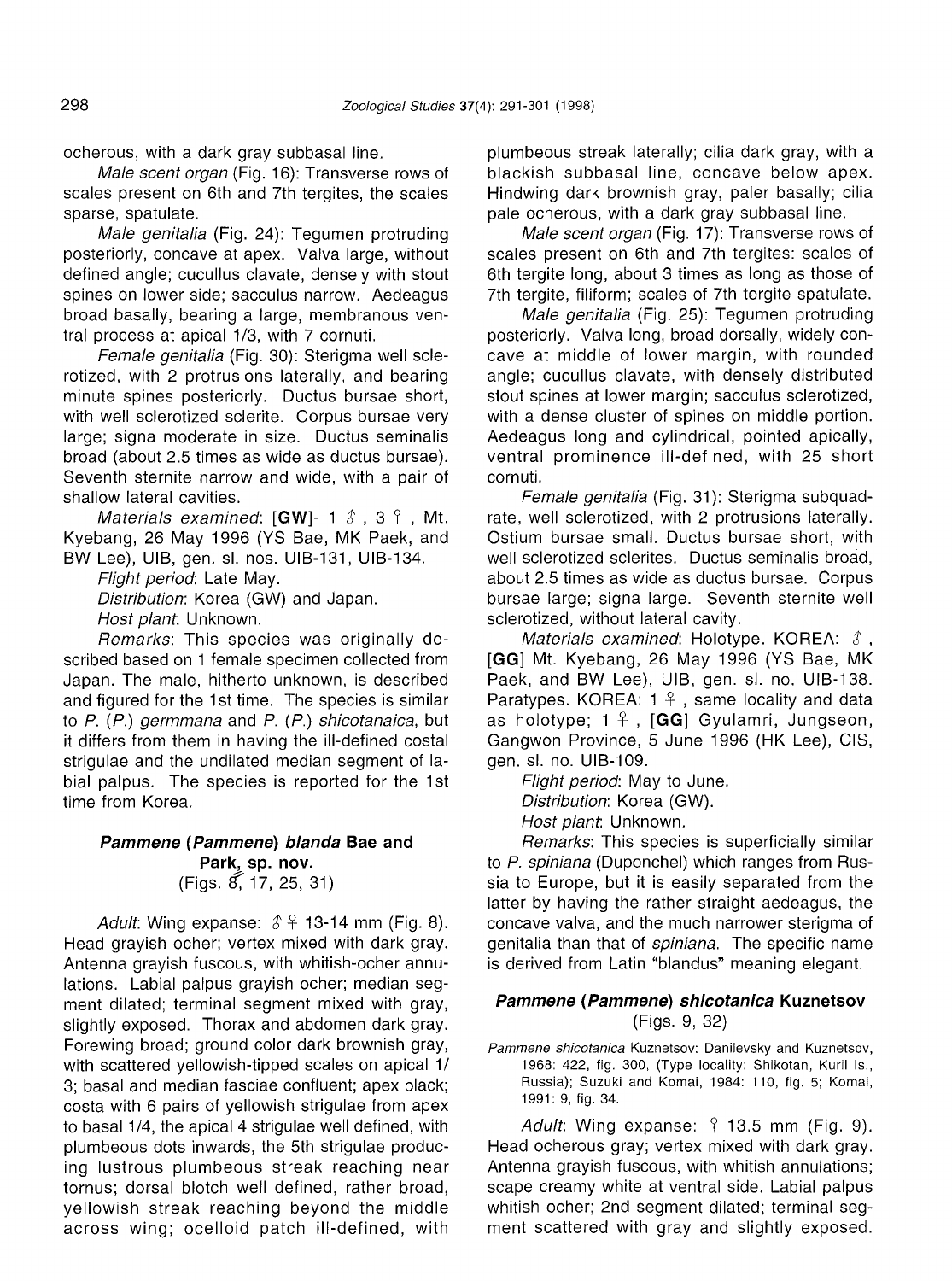ocherous, with a dark gray subbasal line.

*Male scent organ* (Fig. 16): Transverse rows of scales present on 6th and 7th tergites, the scales sparse, spatulate.

*Male genitalia* (Fig. 24): Tegumen protruding posteriorly, concave at apex. Valva large, without defined angle; cucullus clavate, densely with stout spines on lower side; sacculus narrow. Aedeagus broad basally, bearing a large, membranous ventral process at apical 1/3, with 7 cornuti.

*Female genitalia* (Fig. 30): Sterigma well sclerotized, with 2 protrusions laterally, and bearing minute spines posteriorly. Ductus bursae short, with well sclerotized sclerite. Corpus bursae very large; signa moderate in size. Ductus seminalis broad (about 2.5 times as wide as ductus bursae). Seventh sternite narrow and wide, with a pair of shallow lateral cavities.

*Materials examined*: **[GW]**- 1 ♂, 3 ♀, Mt. Kyebang, 26 May 1996 (YS Bae, MK Paek, and BW Lee), UIB, gen. sl. nos. UIB-131, UIB-134.

*Flight period*: Late May.

*Distribution*: Korea (GW) and Japan.

*Host plant*: Unknown.

*Remarks*: This species was originally described based on 1 female specimen collected from Japan. The male, hitherto unknown, is described and figured for the 1st time. The species is similar to *P.* (*P.*) *germmana* and *P.* (*P.*) *shicotanaica*, but it differs from them in having the ill-defined costal strigulae and the undilated median segment of labial palpus. The species is reported for the 1st time from Korea.

### *Pammene* (*Pammene*) *blanda* Bae and Park, sp. nov.
(Figs. 8, 17, 25, 31)

*Adult*: Wing expanse: ♂♀ 13-14 mm (Fig. 8). Head grayish ocher; vertex mixed with dark gray. Antenna grayish fuscous, with whitish-ocher annulations. Labial palpus grayish ocher; median segment dilated; terminal segment mixed with gray, slightly exposed. Thorax and abdomen dark gray. Forewing broad; ground color dark brownish gray, with scattered yellowish-tipped scales on apical 1/3; basal and median fasciae confluent; apex black; costa with 6 pairs of yellowish strigulae from apex to basal 1/4, the apical 4 strigulae well defined, with plumbeous dots inwards, the 5th strigulae producing lustrous plumbeous streak reaching near tornus; dorsal blotch well defined, rather broad, yellowish streak reaching beyond the middle across wing; ocelloid patch ill-defined, with plumbeous streak laterally; cilia dark gray, with a blackish subbasal line, concave below apex. Hindwing dark brownish gray, paler basally; cilia pale ocherous, with a dark gray subbasal line.

*Male scent organ* (Fig. 17): Transverse rows of scales present on 6th and 7th tergites: scales of 6th tergite long, about 3 times as long as those of 7th tergite, filiform; scales of 7th tergite spatulate.

*Male genitalia* (Fig. 25): Tegumen protruding posteriorly. Valva long, broad dorsally, widely concave at middle of lower margin, with rounded angle; cucullus clavate, with densely distributed stout spines at lower margin; sacculus sclerotized, with a dense cluster of spines on middle portion. Aedeagus long and cylindrical, pointed apically, ventral prominence ill-defined, with 25 short cornuti.

*Female genitalia* (Fig. 31): Sterigma subquadrate, well sclerotized, with 2 protrusions laterally. Ostium bursae small. Ductus bursae short, with well sclerotized sclerites. Ductus seminalis broad, about 2.5 times as wide as ductus bursae. Corpus bursae large; signa large. Seventh sternite well sclerotized, without lateral cavity.

*Materials examined*: Holotype. KOREA: ♂, **[GG]** Mt. Kyebang, 26 May 1996 (YS Bae, MK Paek, and BW Lee), UIB, gen. sl. no. UIB-138. Paratypes. KOREA: 1 ♀, same locality and data as holotype; 1 ♀, **[GG]** Gyulamri, Jungseon, Gangwon Province, 5 June 1996 (HK Lee), CIS, gen. sl. no. UIB-109.

*Flight period*: May to June.

*Distribution*: Korea (GW).

*Host plant*: Unknown.

*Remarks*: This species is superficially similar to *P. spiniana* (Duponchel) which ranges from Russia to Europe, but it is easily separated from the latter by having the rather straight aedeagus, the concave valva, and the much narrower sterigma of genitalia than that of *spiniana*. The specific name is derived from Latin "blandus" meaning elegant.

### *Pammene* (*Pammene*) *shicotanica* Kuznetsov
(Figs. 9, 32)

*Pammene shicotanica* Kuznetsov: Danilevsky and Kuznetsov, 1968: 422, fig. 300, (Type locality: Shikotan, Kuril Is., Russia); Suzuki and Komai, 1984: 110, fig. 5; Komai, 1991: 9, fig. 34.

*Adult*: Wing expanse: ♀ 13.5 mm (Fig. 9). Head ocherous gray; vertex mixed with dark gray. Antenna grayish fuscous, with whitish annulations; scape creamy white at ventral side. Labial palpus whitish ocher; 2nd segment dilated; terminal segment scattered with gray and slightly exposed.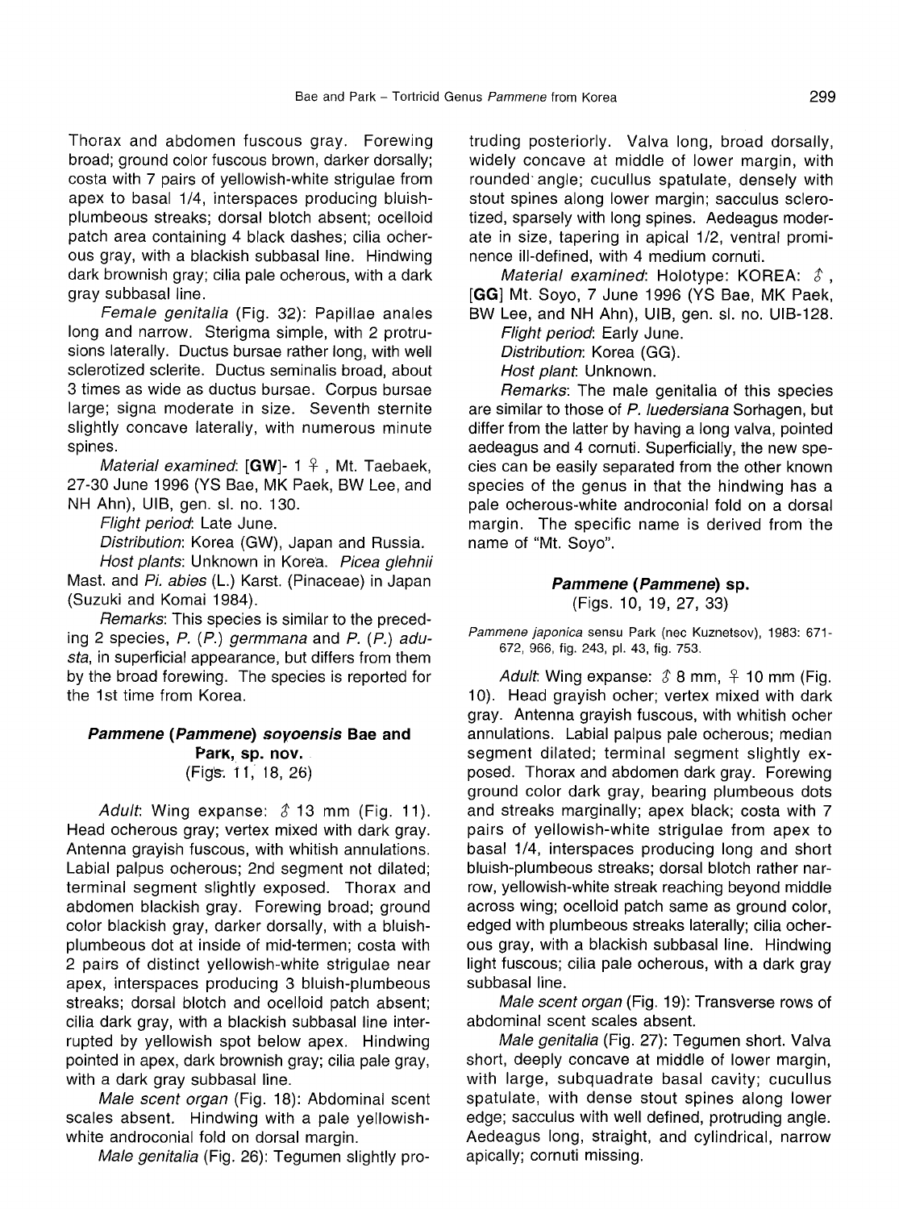Thorax and abdomen fuscous gray. Forewing broad; ground color fuscous brown, darker dorsally; costa with 7 pairs of yellowish-white strigulae from apex to basal 1/4, interspaces producing bluish-plumbeous streaks; dorsal blotch absent; ocelloid patch area containing 4 black dashes; cilia ocherous gray, with a blackish subbasal line. Hindwing dark brownish gray; cilia pale ocherous, with a dark gray subbasal line.

*Female genitalia* (Fig. 32): Papillae anales long and narrow. Sterigma simple, with 2 protrusions laterally. Ductus bursae rather long, with well sclerotized sclerite. Ductus seminalis broad, about 3 times as wide as ductus bursae. Corpus bursae large; signa moderate in size. Seventh sternite slightly concave laterally, with numerous minute spines.

*Material examined*: [**GW**]- 1 ♀, Mt. Taebaek, 27-30 June 1996 (YS Bae, MK Paek, BW Lee, and NH Ahn), UIB, gen. sl. no. 130.

*Flight period*: Late June.

*Distribution*: Korea (GW), Japan and Russia.

*Host plants*: Unknown in Korea. *Picea glehnii* Mast. and *Pi. abies* (L.) Karst. (Pinaceae) in Japan (Suzuki and Komai 1984).

*Remarks*: This species is similar to the preceding 2 species, *P.* (*P.*) *germmana* and *P.* (*P.*) *adusta*, in superficial appearance, but differs from them by the broad forewing. The species is reported for the 1st time from Korea.

### *Pammene* (*Pammene*) *soyoensis* Bae and Park, sp. nov.

(Figs. 11, 18, 26)

*Adult*: Wing expanse: ♂ 13 mm (Fig. 11). Head ocherous gray; vertex mixed with dark gray. Antenna grayish fuscous, with whitish annulations. Labial palpus ocherous; 2nd segment not dilated; terminal segment slightly exposed. Thorax and abdomen blackish gray. Forewing broad; ground color blackish gray, darker dorsally, with a bluish-plumbeous dot at inside of mid-termen; costa with 2 pairs of distinct yellowish-white strigulae near apex, interspaces producing 3 bluish-plumbeous streaks; dorsal blotch and ocelloid patch absent; cilia dark gray, with a blackish subbasal line interrupted by yellowish spot below apex. Hindwing pointed in apex, dark brownish gray; cilia pale gray, with a dark gray subbasal line.

*Male scent organ* (Fig. 18): Abdominal scent scales absent. Hindwing with a pale yellowish-white androconial fold on dorsal margin.

*Male genitalia* (Fig. 26): Tegumen slightly protruding posteriorly. Valva long, broad dorsally, widely concave at middle of lower margin, with rounded angle; cucullus spatulate, densely with stout spines along lower margin; sacculus sclerotized, sparsely with long spines. Aedeagus moderate in size, tapering in apical 1/2, ventral prominence ill-defined, with 4 medium cornuti.

*Material examined*: Holotype: KOREA: ♂, [**GG**] Mt. Soyo, 7 June 1996 (YS Bae, MK Paek, BW Lee, and NH Ahn), UIB, gen. sl. no. UIB-128.

*Flight period*: Early June.

*Distribution*: Korea (GG).

*Host plant*: Unknown.

*Remarks*: The male genitalia of this species are similar to those of *P. luedersiana* Sorhagen, but differ from the latter by having a long valva, pointed aedeagus and 4 cornuti. Superficially, the new species can be easily separated from the other known species of the genus in that the hindwing has a pale ocherous-white androconial fold on a dorsal margin. The specific name is derived from the name of "Mt. Soyo".

### *Pammene* (*Pammene*) sp.

(Figs. 10, 19, 27, 33)

*Pammene japonica* sensu Park (nec Kuznetsov), 1983: 671-672, 966, fig. 243, pl. 43, fig. 753.

*Adult*: Wing expanse: ♂ 8 mm, ♀ 10 mm (Fig. 10). Head grayish ocher; vertex mixed with dark gray. Antenna grayish fuscous, with whitish ocher annulations. Labial palpus pale ocherous; median segment dilated; terminal segment slightly exposed. Thorax and abdomen dark gray. Forewing ground color dark gray, bearing plumbeous dots and streaks marginally; apex black; costa with 7 pairs of yellowish-white strigulae from apex to basal 1/4, interspaces producing long and short bluish-plumbeous streaks; dorsal blotch rather narrow, yellowish-white streak reaching beyond middle across wing; ocelloid patch same as ground color, edged with plumbeous streaks laterally; cilia ocherous gray, with a blackish subbasal line. Hindwing light fuscous; cilia pale ocherous, with a dark gray subbasal line.

*Male scent organ* (Fig. 19): Transverse rows of abdominal scent scales absent.

*Male genitalia* (Fig. 27): Tegumen short. Valva short, deeply concave at middle of lower margin, with large, subquadrate basal cavity; cucullus spatulate, with dense stout spines along lower edge; sacculus with well defined, protruding angle. Aedeagus long, straight, and cylindrical, narrow apically; cornuti missing.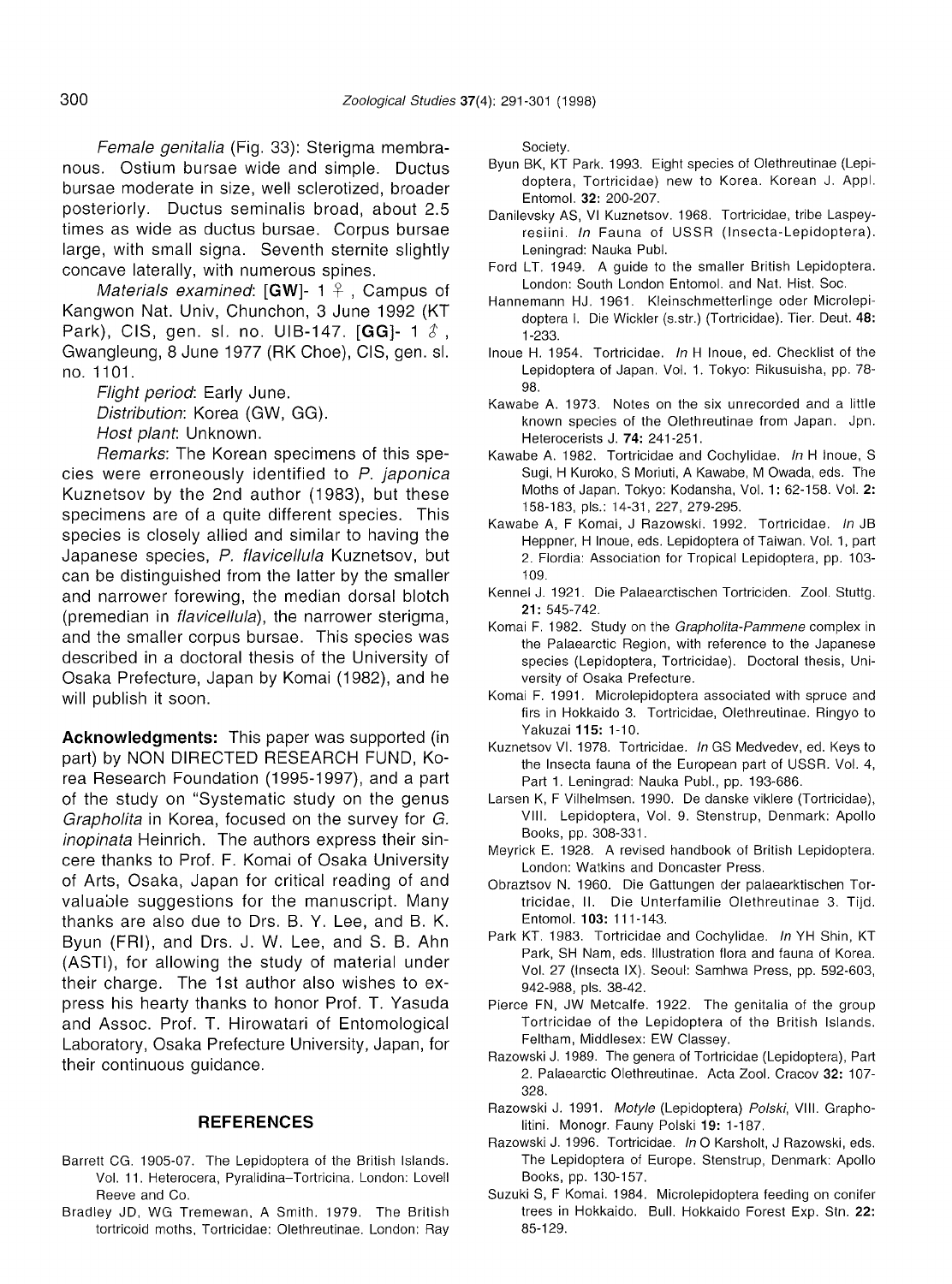*Female genitalia* (Fig. 33): Sterigma membranous. Ostium bursae wide and simple. Ductus bursae moderate in size, well sclerotized, broader posteriorly. Ductus seminalis broad, about 2.5 times as wide as ductus bursae. Corpus bursae large, with small signa. Seventh sternite slightly concave laterally, with numerous spines.

*Materials examined*: **[GW]**- 1 ♀, Campus of Kangwon Nat. Univ, Chunchon, 3 June 1992 (KT Park), CIS, gen. sl. no. UIB-147. **[GG]**- 1 ♂, Gwangleung, 8 June 1977 (RK Choe), CIS, gen. sl. no. 1101.

*Flight period*: Early June.

*Distribution*: Korea (GW, GG).

*Host plant*: Unknown.

*Remarks*: The Korean specimens of this species were erroneously identified to *P. japonica* Kuznetsov by the 2nd author (1983), but these specimens are of a quite different species. This species is closely allied and similar to having the Japanese species, *P. flavicellula* Kuznetsov, but can be distinguished from the latter by the smaller and narrower forewing, the median dorsal blotch (premedian in *flavicellula*), the narrower sterigma, and the smaller corpus bursae. This species was described in a doctoral thesis of the University of Osaka Prefecture, Japan by Komai (1982), and he will publish it soon.

**Acknowledgments:** This paper was supported (in part) by NON DIRECTED RESEARCH FUND, Korea Research Foundation (1995-1997), and a part of the study on "Systematic study on the genus *Grapholita* in Korea, focused on the survey for *G. inopinata* Heinrich. The authors express their sincere thanks to Prof. F. Komai of Osaka University of Arts, Osaka, Japan for critical reading of and valuable suggestions for the manuscript. Many thanks are also due to Drs. B. Y. Lee, and B. K. Byun (FRI), and Drs. J. W. Lee, and S. B. Ahn (ASTI), for allowing the study of material under their charge. The 1st author also wishes to express his hearty thanks to honor Prof. T. Yasuda and Assoc. Prof. T. Hirowatari of Entomological Laboratory, Osaka Prefecture University, Japan, for their continuous guidance.

## REFERENCES

Barrett CG. 1905-07. The Lepidoptera of the British Islands. Vol. 11. Heterocera, Pyralidina–Tortricina. London: Lovell Reeve and Co.

Bradley JD, WG Tremewan, A Smith. 1979. The British tortricoid moths, Tortricidae: Olethreutinae. London: Ray Society.

Byun BK, KT Park. 1993. Eight species of Olethreutinae (Lepidoptera, Tortricidae) new to Korea. Korean J. Appl. Entomol. **32:** 200-207.

Danilevsky AS, VI Kuznetsov. 1968. Tortricidae, tribe Laspeyresiini. *In* Fauna of USSR (Insecta-Lepidoptera). Leningrad: Nauka Publ.

Ford LT. 1949. A guide to the smaller British Lepidoptera. London: South London Entomol. and Nat. Hist. Soc.

Hannemann HJ. 1961. Kleinschmetterlinge oder Microlepidoptera I. Die Wickler (s.str.) (Tortricidae). Tier. Deut. **48:** 1-233.

Inoue H. 1954. Tortricidae. *In* H Inoue, ed. Checklist of the Lepidoptera of Japan. Vol. 1. Tokyo: Rikusuisha, pp. 78-98.

Kawabe A. 1973. Notes on the six unrecorded and a little known species of the Olethreutinae from Japan. Jpn. Heterocerists J. **74:** 241-251.

Kawabe A. 1982. Tortricidae and Cochylidae. *In* H Inoue, S Sugi, H Kuroko, S Moriuti, A Kawabe, M Owada, eds. The Moths of Japan. Tokyo: Kodansha, Vol. **1:** 62-158. Vol. **2:** 158-183, pls.: 14-31, 227, 279-295.

Kawabe A, F Komai, J Razowski. 1992. Tortricidae. *In* JB Heppner, H Inoue, eds. Lepidoptera of Taiwan. Vol. 1, part 2. Flordia: Association for Tropical Lepidoptera, pp. 103-109.

Kennel J. 1921. Die Palaearctischen Tortriciden. Zool. Stuttg. **21:** 545-742.

Komai F. 1982. Study on the *Grapholita-Pammene* complex in the Palaearctic Region, with reference to the Japanese species (Lepidoptera, Tortricidae). Doctoral thesis, University of Osaka Prefecture.

Komai F. 1991. Microlepidoptera associated with spruce and firs in Hokkaido 3. Tortricidae, Olethreutinae. Ringyo to Yakuzai **115:** 1-10.

Kuznetsov VI. 1978. Tortricidae. *In* GS Medvedev, ed. Keys to the Insecta fauna of the European part of USSR. Vol. 4, Part 1. Leningrad: Nauka Publ., pp. 193-686.

Larsen K, F Vilhelmsen. 1990. De danske viklere (Tortricidae), VIII. Lepidoptera, Vol. 9. Stenstrup, Denmark: Apollo Books, pp. 308-331.

Meyrick E. 1928. A revised handbook of British Lepidoptera. London: Watkins and Doncaster Press.

Obraztsov N. 1960. Die Gattungen der palaearktischen Tortricidae, II. Die Unterfamilie Olethreutinae 3. Tijd. Entomol. **103:** 111-143.

Park KT. 1983. Tortricidae and Cochylidae. *In* YH Shin, KT Park, SH Nam, eds. Illustration flora and fauna of Korea. Vol. 27 (Insecta IX). Seoul: Samhwa Press, pp. 592-603, 942-988, pls. 38-42.

Pierce FN, JW Metcalfe. 1922. The genitalia of the group Tortricidae of the Lepidoptera of the British Islands. Feltham, Middlesex: EW Classey.

Razowski J. 1989. The genera of Tortricidae (Lepidoptera), Part 2. Palaearctic Olethreutinae. Acta Zool. Cracov **32:** 107-328.

Razowski J. 1991. *Motyle* (Lepidoptera) *Polski*, VIII. Grapholitini. Monogr. Fauny Polski **19:** 1-187.

Razowski J. 1996. Tortricidae. *In* O Karsholt, J Razowski, eds. The Lepidoptera of Europe. Stenstrup, Denmark: Apollo Books, pp. 130-157.

Suzuki S, F Komai. 1984. Microlepidoptera feeding on conifer trees in Hokkaido. Bull. Hokkaido Forest Exp. Stn. **22:** 85-129.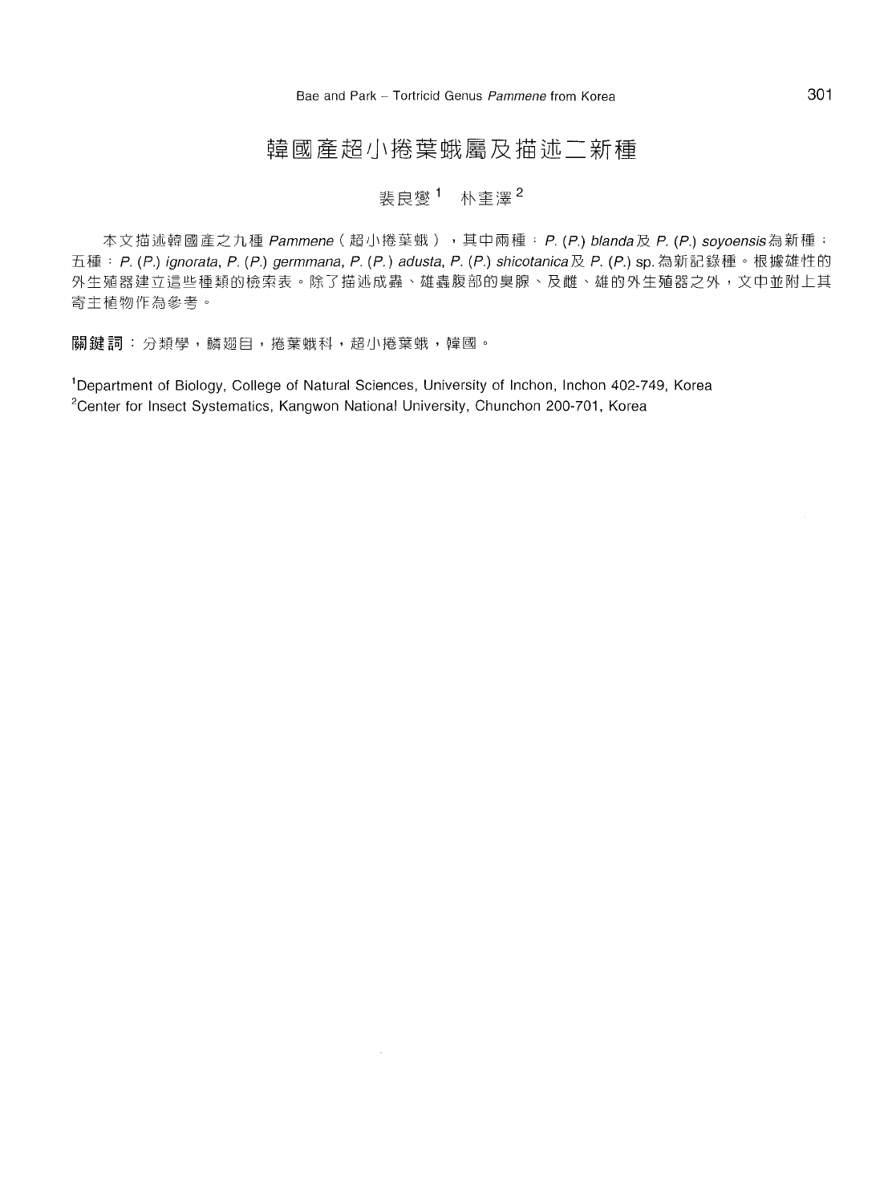# 韓國產超小捲葉蛾屬及描述二新種

裴良燮[1]　朴圭澤[2]

本文描述韓國產之九種 *Pammene*（超小捲葉蛾），其中兩種：*P.* (*P.*) *blanda* 及 *P.* (*P.*) *soyoensis* 為新種；五種：*P.* (*P.*) *ignorata*, *P.* (*P.*) *germmana*, *P.* (*P.*) *adusta*, *P.* (*P.*) *shicotanica* 及 *P.* (*P.*) sp. 為新記錄種。根據雄性的外生殖器建立這些種類的檢索表。除了描述成蟲、雄蟲腹部的臭腺、及雌、雄的外生殖器之外，文中並附上其寄主植物作為參考。

**關鍵詞**：分類學，鱗翅目，捲葉蛾科，超小捲葉蛾，韓國。

[1]Department of Biology, College of Natural Sciences, University of Inchon, Inchon 402-749, Korea
[2]Center for Insect Systematics, Kangwon National University, Chunchon 200-701, Korea